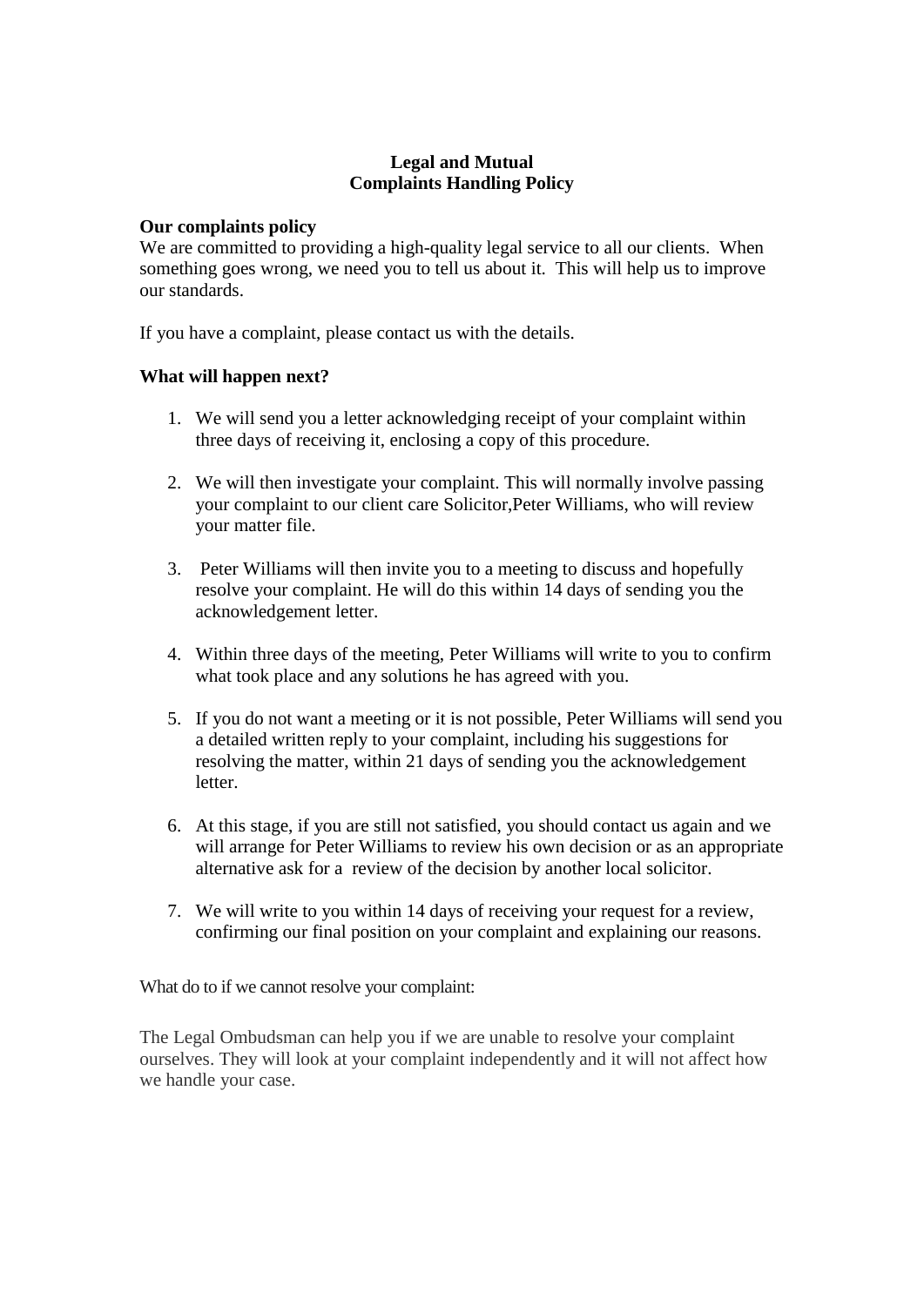**Legal and Mutual**
**Complaints Handling Policy**

**Our complaints policy**

We are committed to providing a high-quality legal service to all our clients. When something goes wrong, we need you to tell us about it. This will help us to improve our standards.

If you have a complaint, please contact us with the details.

**What will happen next?**

1. We will send you a letter acknowledging receipt of your complaint within three days of receiving it, enclosing a copy of this procedure.

2. We will then investigate your complaint. This will normally involve passing your complaint to our client care Solicitor,Peter Williams, who will review your matter file.

3. Peter Williams will then invite you to a meeting to discuss and hopefully resolve your complaint. He will do this within 14 days of sending you the acknowledgement letter.

4. Within three days of the meeting, Peter Williams will write to you to confirm what took place and any solutions he has agreed with you.

5. If you do not want a meeting or it is not possible, Peter Williams will send you a detailed written reply to your complaint, including his suggestions for resolving the matter, within 21 days of sending you the acknowledgement letter.

6. At this stage, if you are still not satisfied, you should contact us again and we will arrange for Peter Williams to review his own decision or as an appropriate alternative ask for a review of the decision by another local solicitor.

7. We will write to you within 14 days of receiving your request for a review, confirming our final position on your complaint and explaining our reasons.

What do to if we cannot resolve your complaint:

The Legal Ombudsman can help you if we are unable to resolve your complaint ourselves. They will look at your complaint independently and it will not affect how we handle your case.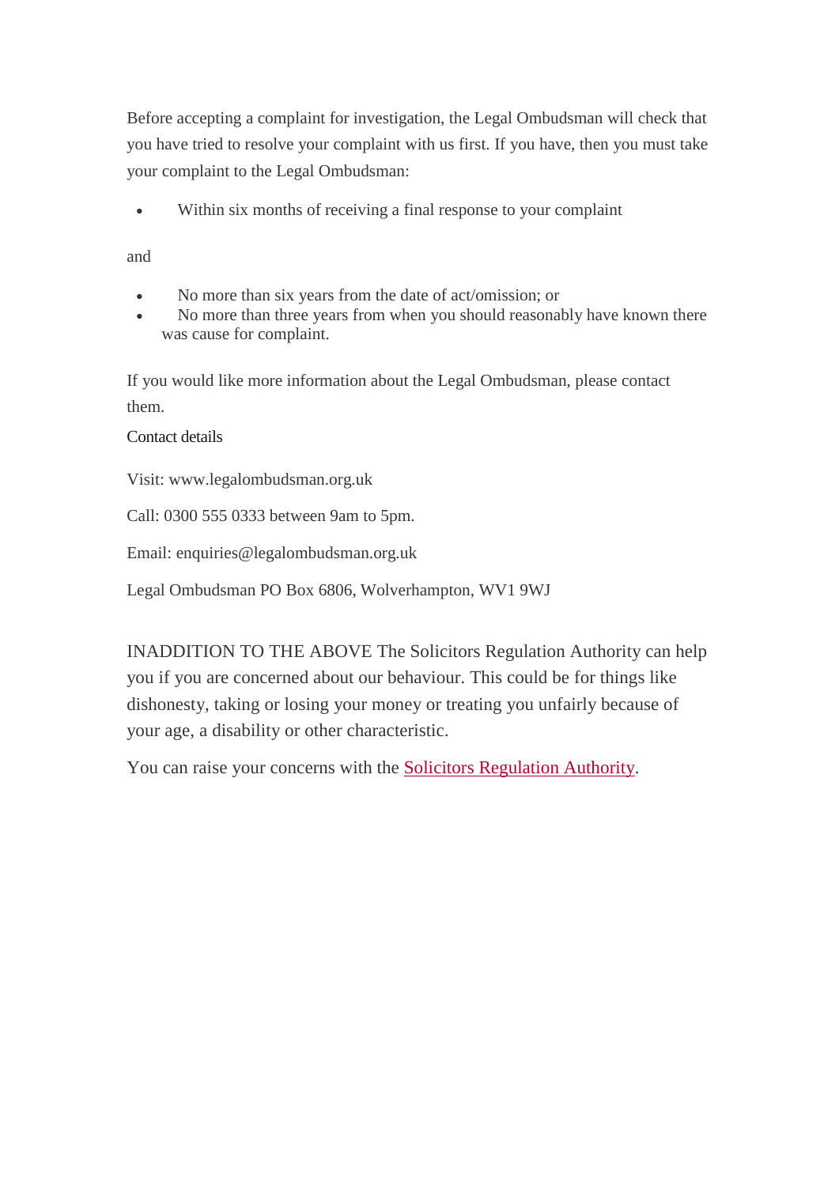Before accepting a complaint for investigation, the Legal Ombudsman will check that you have tried to resolve your complaint with us first. If you have, then you must take your complaint to the Legal Ombudsman:

- Within six months of receiving a final response to your complaint

and

- No more than six years from the date of act/omission; or
- No more than three years from when you should reasonably have known there was cause for complaint.

If you would like more information about the Legal Ombudsman, please contact them.

Contact details

Visit: www.legalombudsman.org.uk

Call: 0300 555 0333 between 9am to 5pm.

Email: enquiries@legalombudsman.org.uk

Legal Ombudsman PO Box 6806, Wolverhampton, WV1 9WJ

INADDITION TO THE ABOVE The Solicitors Regulation Authority can help you if you are concerned about our behaviour. This could be for things like dishonesty, taking or losing your money or treating you unfairly because of your age, a disability or other characteristic.

You can raise your concerns with the Solicitors Regulation Authority.